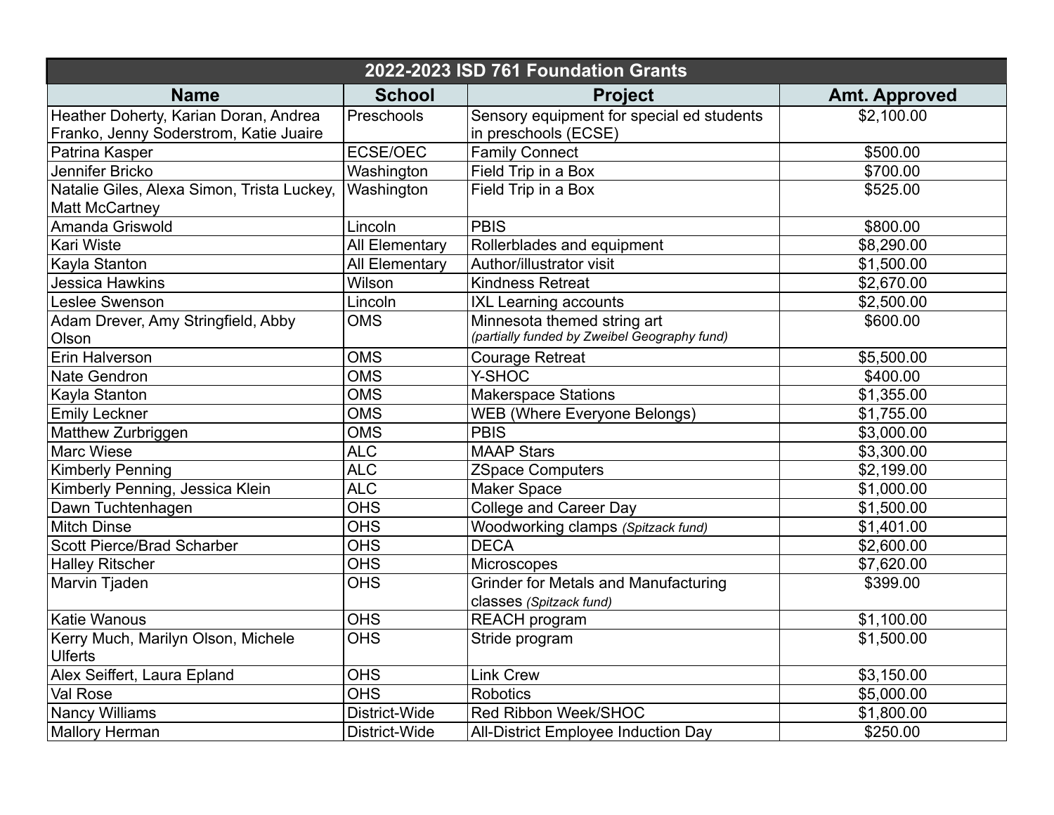| 2022-2023 ISD 761 Foundation Grants | | | |
|---|---|---|---|
| **Name** | **School** | **Project** | **Amt. Approved** |
| Heather Doherty, Karian Doran, Andrea Franko, Jenny Soderstrom, Katie Juaire | Preschools | Sensory equipment for special ed students in preschools (ECSE) | $2,100.00 |
| Patrina Kasper | ECSE/OEC | Family Connect | $500.00 |
| Jennifer Bricko | Washington | Field Trip in a Box | $700.00 |
| Natalie Giles, Alexa Simon, Trista Luckey, Matt McCartney | Washington | Field Trip in a Box | $525.00 |
| Amanda Griswold | Lincoln | PBIS | $800.00 |
| Kari Wiste | All Elementary | Rollerblades and equipment | $8,290.00 |
| Kayla Stanton | All Elementary | Author/illustrator visit | $1,500.00 |
| Jessica Hawkins | Wilson | Kindness Retreat | $2,670.00 |
| Leslee Swenson | Lincoln | IXL Learning accounts | $2,500.00 |
| Adam Drever, Amy Stringfield, Abby Olson | OMS | Minnesota themed string art *(partially funded by Zweibel Geography fund)* | $600.00 |
| Erin Halverson | OMS | Courage Retreat | $5,500.00 |
| Nate Gendron | OMS | Y-SHOC | $400.00 |
| Kayla Stanton | OMS | Makerspace Stations | $1,355.00 |
| Emily Leckner | OMS | WEB (Where Everyone Belongs) | $1,755.00 |
| Matthew Zurbriggen | OMS | PBIS | $3,000.00 |
| Marc Wiese | ALC | MAAP Stars | $3,300.00 |
| Kimberly Penning | ALC | ZSpace Computers | $2,199.00 |
| Kimberly Penning, Jessica Klein | ALC | Maker Space | $1,000.00 |
| Dawn Tuchtenhagen | OHS | College and Career Day | $1,500.00 |
| Mitch Dinse | OHS | Woodworking clamps *(Spitzack fund)* | $1,401.00 |
| Scott Pierce/Brad Scharber | OHS | DECA | $2,600.00 |
| Halley Ritscher | OHS | Microscopes | $7,620.00 |
| Marvin Tjaden | OHS | Grinder for Metals and Manufacturing classes *(Spitzack fund)* | $399.00 |
| Katie Wanous | OHS | REACH program | $1,100.00 |
| Kerry Much, Marilyn Olson, Michele Ulferts | OHS | Stride program | $1,500.00 |
| Alex Seiffert, Laura Epland | OHS | Link Crew | $3,150.00 |
| Val Rose | OHS | Robotics | $5,000.00 |
| Nancy Williams | District-Wide | Red Ribbon Week/SHOC | $1,800.00 |
| Mallory Herman | District-Wide | All-District Employee Induction Day | $250.00 |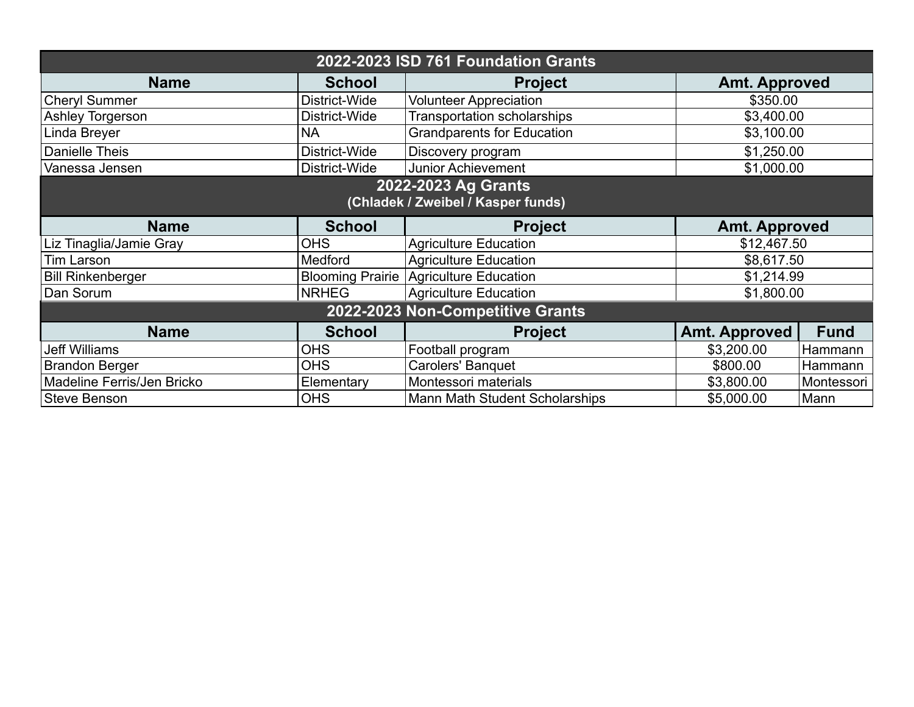## 2022-2023 ISD 761 Foundation Grants

| Name | School | Project | Amt. Approved |
|---|---|---|---|
| Cheryl Summer | District-Wide | Volunteer Appreciation | $350.00 |
| Ashley Torgerson | District-Wide | Transportation scholarships | $3,400.00 |
| Linda Breyer | NA | Grandparents for Education | $3,100.00 |
| Danielle Theis | District-Wide | Discovery program | $1,250.00 |
| Vanessa Jensen | District-Wide | Junior Achievement | $1,000.00 |

## 2022-2023 Ag Grants
### (Chladek / Zweibel / Kasper funds)

| Name | School | Project | Amt. Approved |
|---|---|---|---|
| Liz Tinaglia/Jamie Gray | OHS | Agriculture Education | $12,467.50 |
| Tim Larson | Medford | Agriculture Education | $8,617.50 |
| Bill Rinkenberger | Blooming Prairie | Agriculture Education | $1,214.99 |
| Dan Sorum | NRHEG | Agriculture Education | $1,800.00 |

## 2022-2023 Non-Competitive Grants

| Name | School | Project | Amt. Approved | Fund |
|---|---|---|---|---|
| Jeff Williams | OHS | Football program | $3,200.00 | Hammann |
| Brandon Berger | OHS | Carolers' Banquet | $800.00 | Hammann |
| Madeline Ferris/Jen Bricko | Elementary | Montessori materials | $3,800.00 | Montessori |
| Steve Benson | OHS | Mann Math Student Scholarships | $5,000.00 | Mann |